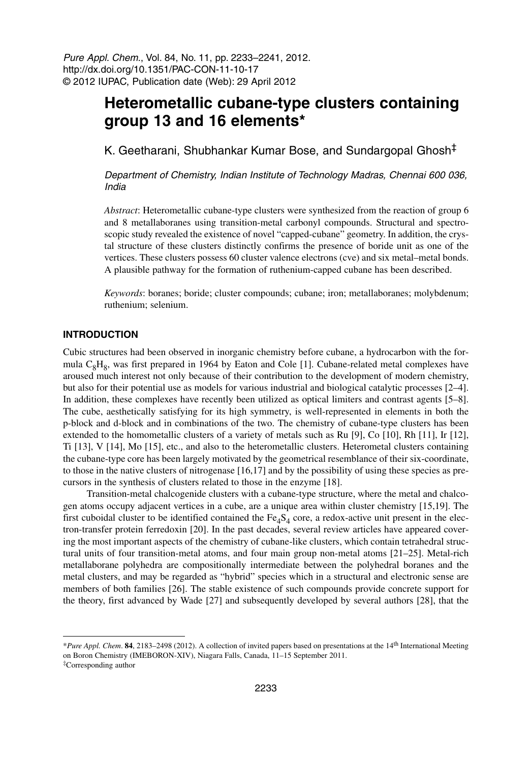Pure Appl. Chem., Vol. 84, No. 11, pp. 2233–2241, 2012.
http://dx.doi.org/10.1351/PAC-CON-11-10-17
© 2012 IUPAC, Publication date (Web): 29 April 2012

# Heterometallic cubane-type clusters containing group 13 and 16 elements*

K. Geetharani, Shubhankar Kumar Bose, and Sundargopal Ghosh[‡]

*Department of Chemistry, Indian Institute of Technology Madras, Chennai 600 036, India*

*Abstract*: Heterometallic cubane-type clusters were synthesized from the reaction of group 6 and 8 metallaboranes using transition-metal carbonyl compounds. Structural and spectroscopic study revealed the existence of novel "capped-cubane" geometry. In addition, the crystal structure of these clusters distinctly confirms the presence of boride unit as one of the vertices. These clusters possess 60 cluster valence electrons (cve) and six metal–metal bonds. A plausible pathway for the formation of ruthenium-capped cubane has been described.

*Keywords*: boranes; boride; cluster compounds; cubane; iron; metallaboranes; molybdenum; ruthenium; selenium.

## INTRODUCTION

Cubic structures had been observed in inorganic chemistry before cubane, a hydrocarbon with the formula $C_8H_8$, was first prepared in 1964 by Eaton and Cole [1]. Cubane-related metal complexes have aroused much interest not only because of their contribution to the development of modern chemistry, but also for their potential use as models for various industrial and biological catalytic processes [2–4]. In addition, these complexes have recently been utilized as optical limiters and contrast agents [5–8]. The cube, aesthetically satisfying for its high symmetry, is well-represented in elements in both the p-block and d-block and in combinations of the two. The chemistry of cubane-type clusters has been extended to the homometallic clusters of a variety of metals such as Ru [9], Co [10], Rh [11], Ir [12], Ti [13], V [14], Mo [15], etc., and also to the heterometallic clusters. Heterometal clusters containing the cubane-type core has been largely motivated by the geometrical resemblance of their six-coordinate, to those in the native clusters of nitrogenase [16,17] and by the possibility of using these species as precursors in the synthesis of clusters related to those in the enzyme [18].

Transition-metal chalcogenide clusters with a cubane-type structure, where the metal and chalcogen atoms occupy adjacent vertices in a cube, are a unique area within cluster chemistry [15,19]. The first cuboidal cluster to be identified contained the $Fe_4S_4$ core, a redox-active unit present in the electron-transfer protein ferredoxin [20]. In the past decades, several review articles have appeared covering the most important aspects of the chemistry of cubane-like clusters, which contain tetrahedral structural units of four transition-metal atoms, and four main group non-metal atoms [21–25]. Metal-rich metallaborane polyhedra are compositionally intermediate between the polyhedral boranes and the metal clusters, and may be regarded as "hybrid" species which in a structural and electronic sense are members of both families [26]. The stable existence of such compounds provide concrete support for the theory, first advanced by Wade [27] and subsequently developed by several authors [28], that the

*Pure Appl. Chem. **84**, 2183–2498 (2012). A collection of invited papers based on presentations at the 14th International Meeting on Boron Chemistry (IMEBORON-XIV), Niagara Falls, Canada, 11–15 September 2011.

‡Corresponding author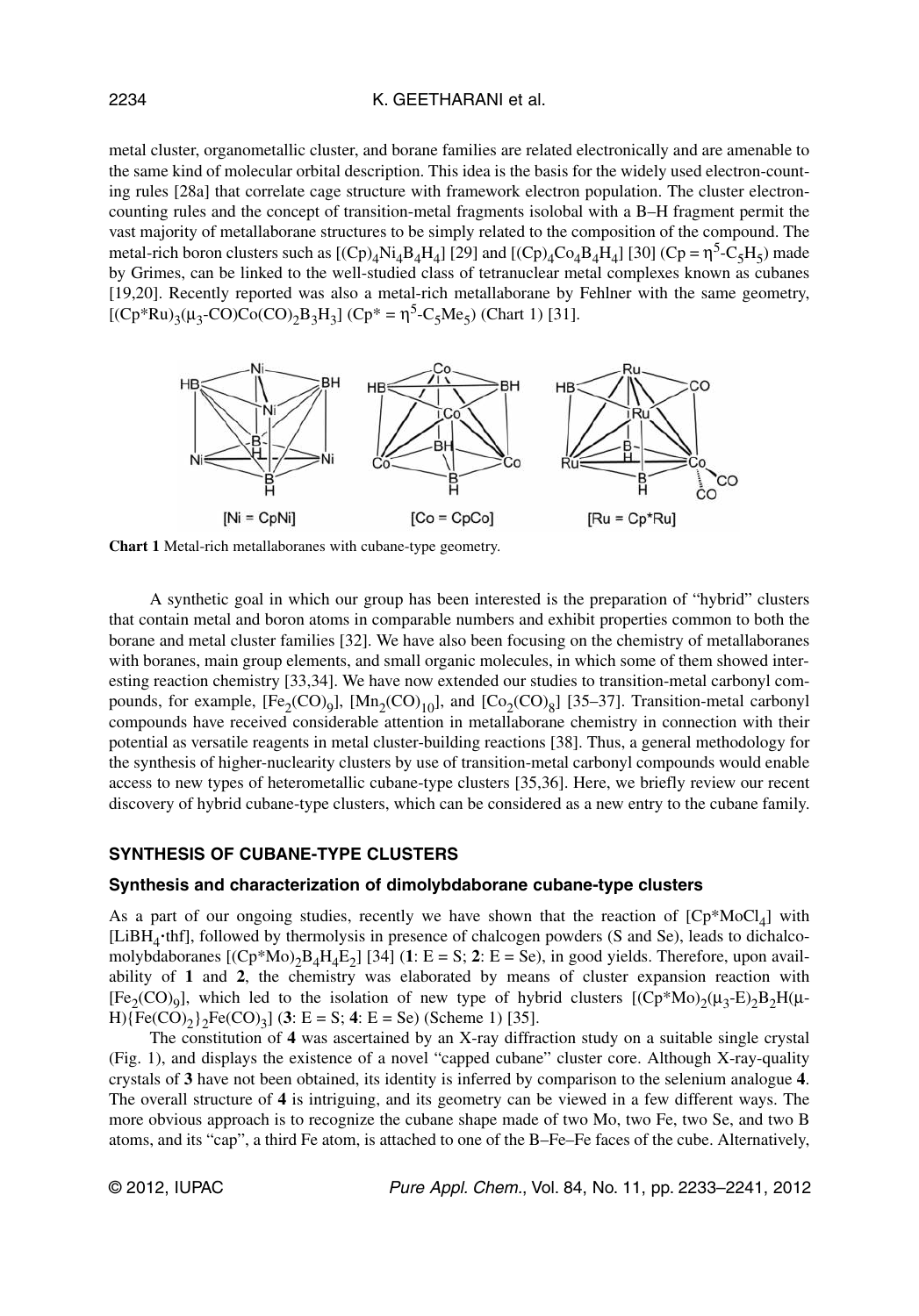metal cluster, organometallic cluster, and borane families are related electronically and are amenable to the same kind of molecular orbital description. This idea is the basis for the widely used electron-counting rules [28a] that correlate cage structure with framework electron population. The cluster electron-counting rules and the concept of transition-metal fragments isolobal with a B–H fragment permit the vast majority of metallaborane structures to be simply related to the composition of the compound. The metal-rich boron clusters such as $[(Cp)_4Ni_4B_4H_4]$ [29] and $[(Cp)_4Co_4B_4H_4]$ [30] ($Cp = \eta^5\text{-}C_5H_5$) made by Grimes, can be linked to the well-studied class of tetranuclear metal complexes known as cubanes [19,20]. Recently reported was also a metal-rich metallaborane by Fehlner with the same geometry, $[(Cp^*Ru)_3(\mu_3\text{-}CO)Co(CO)_2B_3H_3]$ ($Cp^* = \eta^5\text{-}C_5Me_5$) (Chart 1) [31].

**Chart 1** Metal-rich metallaboranes with cubane-type geometry.

A synthetic goal in which our group has been interested is the preparation of "hybrid" clusters that contain metal and boron atoms in comparable numbers and exhibit properties common to both the borane and metal cluster families [32]. We have also been focusing on the chemistry of metallaboranes with boranes, main group elements, and small organic molecules, in which some of them showed interesting reaction chemistry [33,34]. We have now extended our studies to transition-metal carbonyl compounds, for example, $[Fe_2(CO)_9]$, $[Mn_2(CO)_{10}]$, and $[Co_2(CO)_8]$ [35–37]. Transition-metal carbonyl compounds have received considerable attention in metallaborane chemistry in connection with their potential as versatile reagents in metal cluster-building reactions [38]. Thus, a general methodology for the synthesis of higher-nuclearity clusters by use of transition-metal carbonyl compounds would enable access to new types of heterometallic cubane-type clusters [35,36]. Here, we briefly review our recent discovery of hybrid cubane-type clusters, which can be considered as a new entry to the cubane family.

## SYNTHESIS OF CUBANE-TYPE CLUSTERS

### Synthesis and characterization of dimolybdaborane cubane-type clusters

As a part of our ongoing studies, recently we have shown that the reaction of $[Cp^*MoCl_4]$ with $[LiBH_4\cdot thf]$, followed by thermolysis in presence of chalcogen powders (S and Se), leads to dichalcomolybdaboranes $[(Cp^*Mo)_2B_4H_4E_2]$ [34] (**1**: E = S; **2**: E = Se), in good yields. Therefore, upon availability of **1** and **2**, the chemistry was elaborated by means of cluster expansion reaction with $[Fe_2(CO)_9]$, which led to the isolation of new type of hybrid clusters $[(Cp^*Mo)_2(\mu_3\text{-}E)_2B_2H(\mu\text{-}H)\{Fe(CO)_2\}_2Fe(CO)_3]$ (**3**: E = S; **4**: E = Se) (Scheme 1) [35].

The constitution of **4** was ascertained by an X-ray diffraction study on a suitable single crystal (Fig. 1), and displays the existence of a novel "capped cubane" cluster core. Although X-ray-quality crystals of **3** have not been obtained, its identity is inferred by comparison to the selenium analogue **4**. The overall structure of **4** is intriguing, and its geometry can be viewed in a few different ways. The more obvious approach is to recognize the cubane shape made of two Mo, two Fe, two Se, and two B atoms, and its "cap", a third Fe atom, is attached to one of the B–Fe–Fe faces of the cube. Alternatively,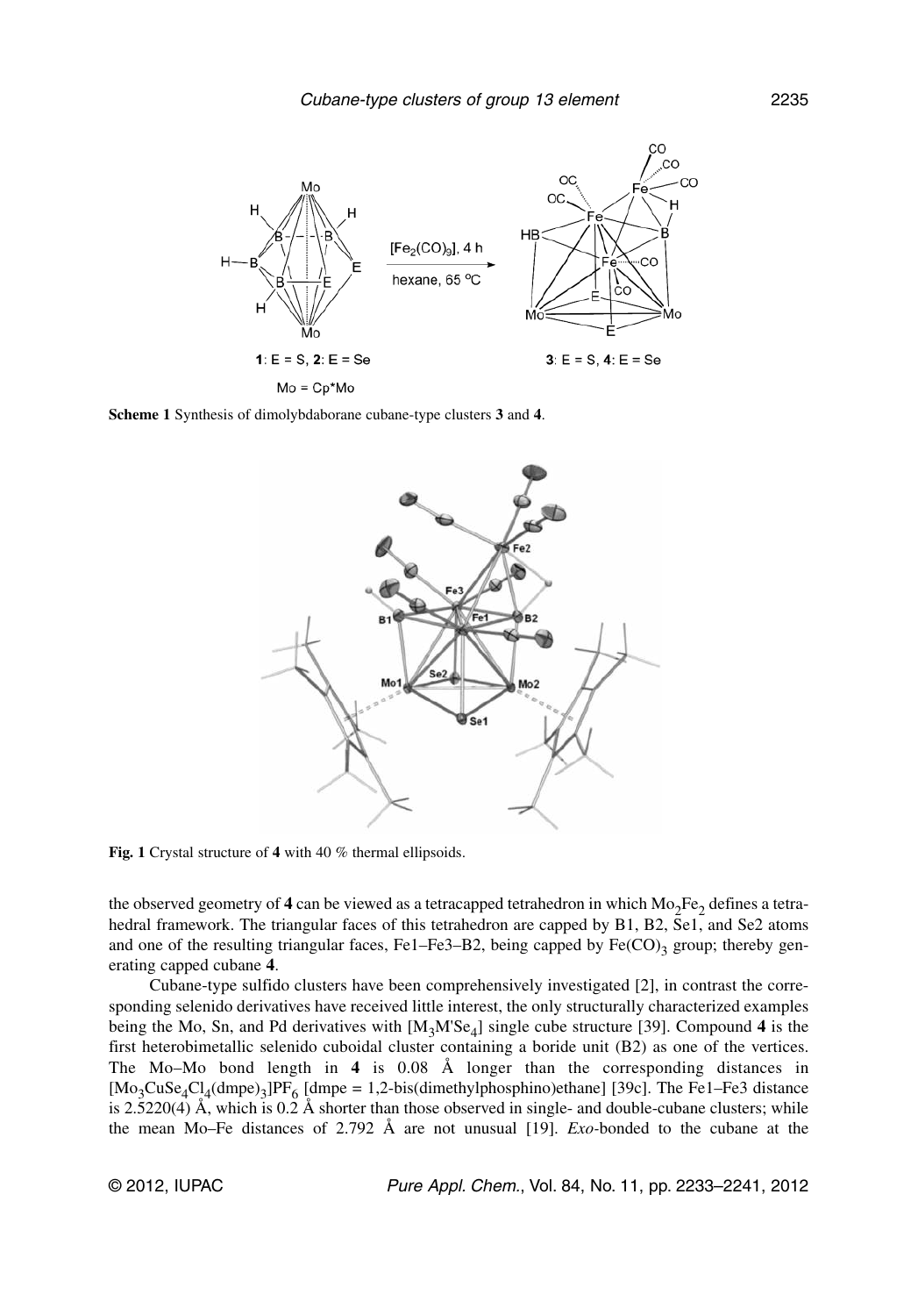**Scheme 1** Synthesis of dimolybdaborane cubane-type clusters **3** and **4**.

**Fig. 1** Crystal structure of **4** with 40 % thermal ellipsoids.

the observed geometry of **4** can be viewed as a tetracapped tetrahedron in which $Mo_2Fe_2$ defines a tetrahedral framework. The triangular faces of this tetrahedron are capped by B1, B2, Se1, and Se2 atoms and one of the resulting triangular faces, Fe1–Fe3–B2, being capped by $Fe(CO)_3$ group; thereby generating capped cubane **4**.

Cubane-type sulfido clusters have been comprehensively investigated [2], in contrast the corresponding selenido derivatives have received little interest, the only structurally characterized examples being the Mo, Sn, and Pd derivatives with $[M_3M'Se_4]$ single cube structure [39]. Compound **4** is the first heterobimetallic selenido cuboidal cluster containing a boride unit (B2) as one of the vertices. The Mo–Mo bond length in **4** is 0.08 Å longer than the corresponding distances in $[Mo_3CuSe_4Cl_4(dmpe)_3]PF_6$ [dmpe = 1,2-bis(dimethylphosphino)ethane] [39c]. The Fe1–Fe3 distance is 2.5220(4) Å, which is 0.2 Å shorter than those observed in single- and double-cubane clusters; while the mean Mo–Fe distances of 2.792 Å are not unusual [19]. *Exo*-bonded to the cubane at the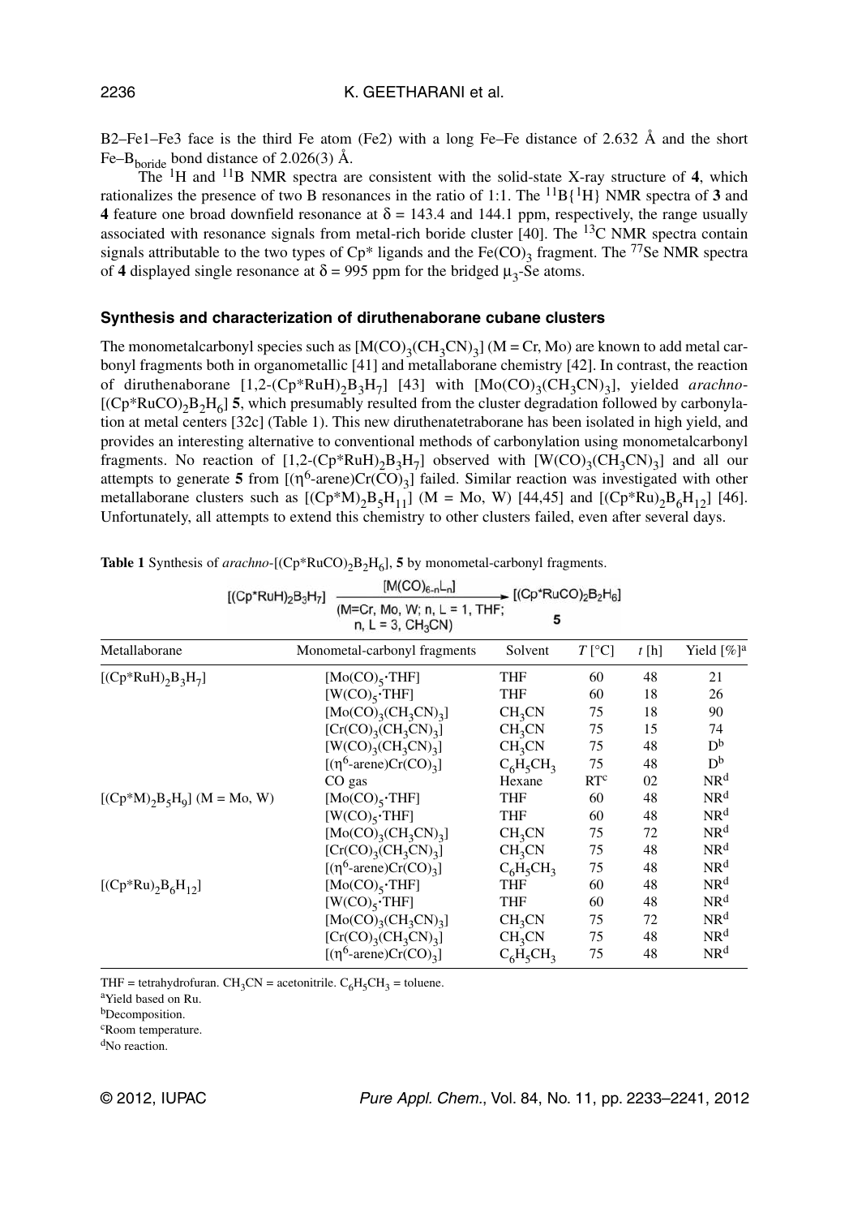B2–Fe1–Fe3 face is the third Fe atom (Fe2) with a long Fe–Fe distance of 2.632 Å and the short Fe–$B_{boride}$ bond distance of 2.026(3) Å.

The $^{1}H$ and $^{11}B$ NMR spectra are consistent with the solid-state X-ray structure of **4**, which rationalizes the presence of two B resonances in the ratio of 1:1. The $^{11}B\{^{1}H\}$ NMR spectra of **3** and **4** feature one broad downfield resonance at $\delta$ = 143.4 and 144.1 ppm, respectively, the range usually associated with resonance signals from metal-rich boride cluster [40]. The $^{13}C$ NMR spectra contain signals attributable to the two types of Cp* ligands and the $Fe(CO)_3$ fragment. The $^{77}Se$ NMR spectra of **4** displayed single resonance at $\delta$ = 995 ppm for the bridged $\mu_3$-Se atoms.

### Synthesis and characterization of diruthenaborane cubane clusters

The monometalcarbonyl species such as $[M(CO)_3(CH_3CN)_3]$ (M = Cr, Mo) are known to add metal carbonyl fragments both in organometallic [41] and metallaborane chemistry [42]. In contrast, the reaction of diruthenaborane $[1,2\text{-}(Cp^*RuH)_2B_3H_7]$ [43] with $[Mo(CO)_3(CH_3CN)_3]$, yielded *arachno*-$[(Cp^*RuCO)_2B_2H_6]$ **5**, which presumably resulted from the cluster degradation followed by carbonylation at metal centers [32c] (Table 1). This new diruthenatetraborane has been isolated in high yield, and provides an interesting alternative to conventional methods of carbonylation using monometalcarbonyl fragments. No reaction of $[1,2\text{-}(Cp^*RuH)_2B_3H_7]$ observed with $[W(CO)_3(CH_3CN)_3]$ and all our attempts to generate **5** from $[(\eta^6\text{-arene})Cr(CO)_3]$ failed. Similar reaction was investigated with other metallaborane clusters such as $[(Cp^*M)_2B_5H_{11}]$ (M = Mo, W) [44,45] and $[(Cp^*Ru)_2B_6H_{12}]$ [46]. Unfortunately, all attempts to extend this chemistry to other clusters failed, even after several days.

**Table 1** Synthesis of *arachno*-$[(Cp^*RuCO)_2B_2H_6]$, **5** by monometal-carbonyl fragments.

$$[(Cp^*RuH)_2B_3H_7] \xrightarrow[\text{(M=Cr, Mo, W; n, L = 1, THF; n, L = 3, CH}_3\text{CN)}]{[M(CO)_{6-n}L_n]} \underset{\mathbf{5}}{[(Cp^*RuCO)_2B_2H_6]}$$

| Metallaborane | Monometal-carbonyl fragments | Solvent | $T$ [°C] | $t$ [h] | Yield [%][a] |
|---|---|---|---|---|---|
| $[(Cp^*RuH)_2B_3H_7]$ | $[Mo(CO)_5{\cdot}THF]$ | THF | 60 | 48 | 21 |
| | $[W(CO)_5{\cdot}THF]$ | THF | 60 | 18 | 26 |
| | $[Mo(CO)_3(CH_3CN)_3]$ | $CH_3CN$ | 75 | 18 | 90 |
| | $[Cr(CO)_3(CH_3CN)_3]$ | $CH_3CN$ | 75 | 15 | 74 |
| | $[W(CO)_3(CH_3CN)_3]$ | $CH_3CN$ | 75 | 48 | D[b] |
| | $[(\eta^6\text{-arene})Cr(CO)_3]$ | $C_6H_5CH_3$ | 75 | 48 | D[b] |
| | CO gas | Hexane | RT[c] | 02 | NR[d] |
| $[(Cp^*M)_2B_5H_9]$ (M = Mo, W) | $[Mo(CO)_5{\cdot}THF]$ | THF | 60 | 48 | NR[d] |
| | $[W(CO)_5{\cdot}THF]$ | THF | 60 | 48 | NR[d] |
| | $[Mo(CO)_3(CH_3CN)_3]$ | $CH_3CN$ | 75 | 72 | NR[d] |
| | $[Cr(CO)_3(CH_3CN)_3]$ | $CH_3CN$ | 75 | 48 | NR[d] |
| | $[(\eta^6\text{-arene})Cr(CO)_3]$ | $C_6H_5CH_3$ | 75 | 48 | NR[d] |
| $[(Cp^*Ru)_2B_6H_{12}]$ | $[Mo(CO)_5{\cdot}THF]$ | THF | 60 | 48 | NR[d] |
| | $[W(CO)_5{\cdot}THF]$ | THF | 60 | 48 | NR[d] |
| | $[Mo(CO)_3(CH_3CN)_3]$ | $CH_3CN$ | 75 | 72 | NR[d] |
| | $[Cr(CO)_3(CH_3CN)_3]$ | $CH_3CN$ | 75 | 48 | NR[d] |
| | $[(\eta^6\text{-arene})Cr(CO)_3]$ | $C_6H_5CH_3$ | 75 | 48 | NR[d] |

THF = tetrahydrofuran. $CH_3CN$ = acetonitrile. $C_6H_5CH_3$ = toluene.

[a]Yield based on Ru.

[b]Decomposition.

[c]Room temperature.

[d]No reaction.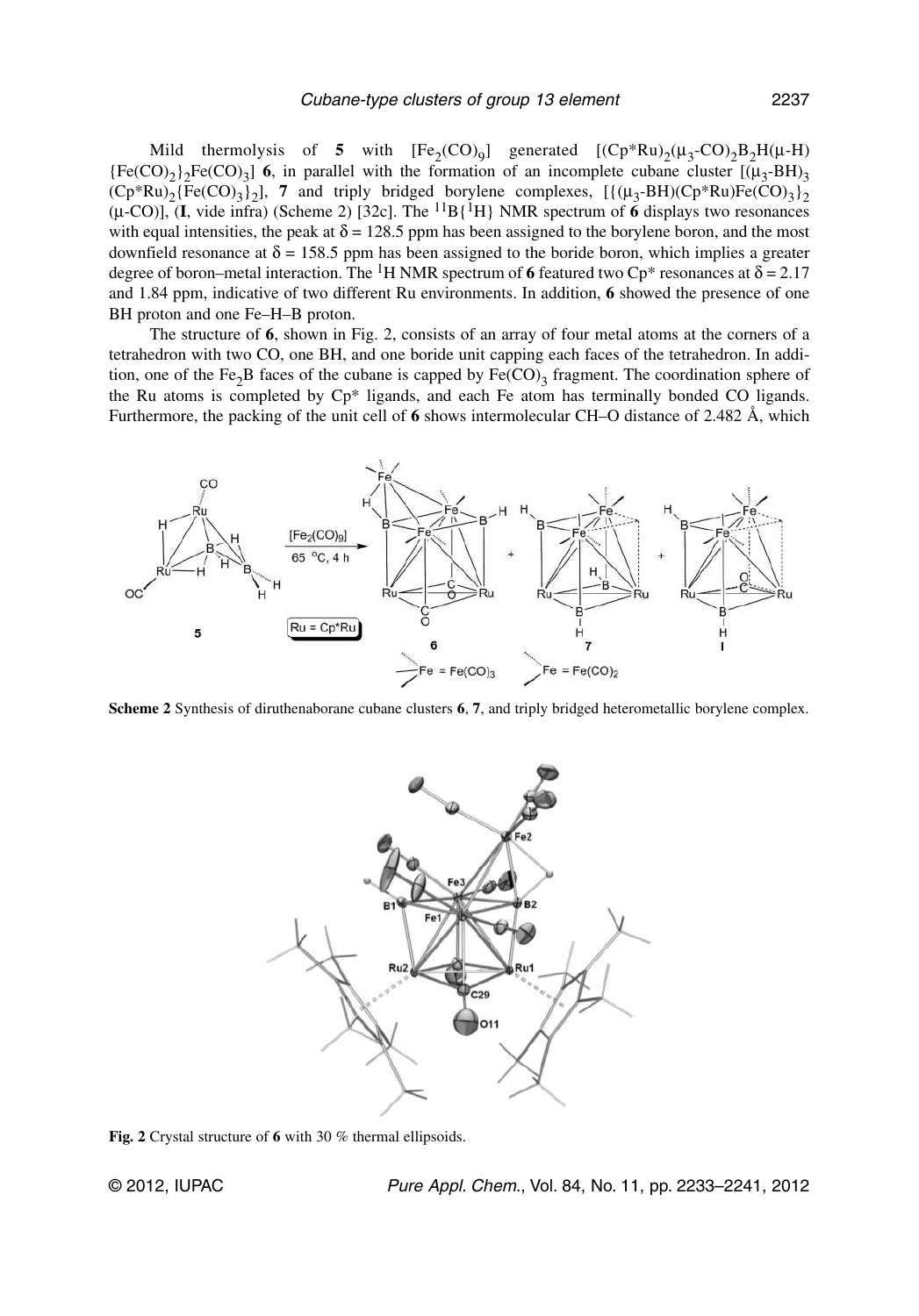Mild thermolysis of **5** with $[Fe_2(CO)_9]$ generated $[(Cp^*Ru)_2(\mu_3\text{-}CO)_2B_2H(\mu\text{-}H)\{Fe(CO)_2\}_2Fe(CO)_3]$ **6**, in parallel with the formation of an incomplete cubane cluster $[(\mu_3\text{-}BH)_3(Cp^*Ru)_2\{Fe(CO)_3\}_2]$, **7** and triply bridged borylene complexes, $[\{(\mu_3\text{-}BH)(Cp^*Ru)Fe(CO)_3\}_2(\mu\text{-}CO)]$, (**I**, vide infra) (Scheme 2) [32c]. The $^{11}B\{^1H\}$ NMR spectrum of **6** displays two resonances with equal intensities, the peak at $\delta = 128.5$ ppm has been assigned to the borylene boron, and the most downfield resonance at $\delta = 158.5$ ppm has been assigned to the boride boron, which implies a greater degree of boron–metal interaction. The $^1H$ NMR spectrum of **6** featured two Cp* resonances at $\delta = 2.17$ and 1.84 ppm, indicative of two different Ru environments. In addition, **6** showed the presence of one BH proton and one Fe–H–B proton.

The structure of **6**, shown in Fig. 2, consists of an array of four metal atoms at the corners of a tetrahedron with two CO, one BH, and one boride unit capping each faces of the tetrahedron. In addition, one of the $Fe_2B$ faces of the cubane is capped by $Fe(CO)_3$ fragment. The coordination sphere of the Ru atoms is completed by Cp* ligands, and each Fe atom has terminally bonded CO ligands. Furthermore, the packing of the unit cell of **6** shows intermolecular CH–O distance of 2.482 Å, which

**Scheme 2** Synthesis of diruthenaborane cubane clusters **6**, **7**, and triply bridged heterometallic borylene complex.

**Fig. 2** Crystal structure of **6** with 30 % thermal ellipsoids.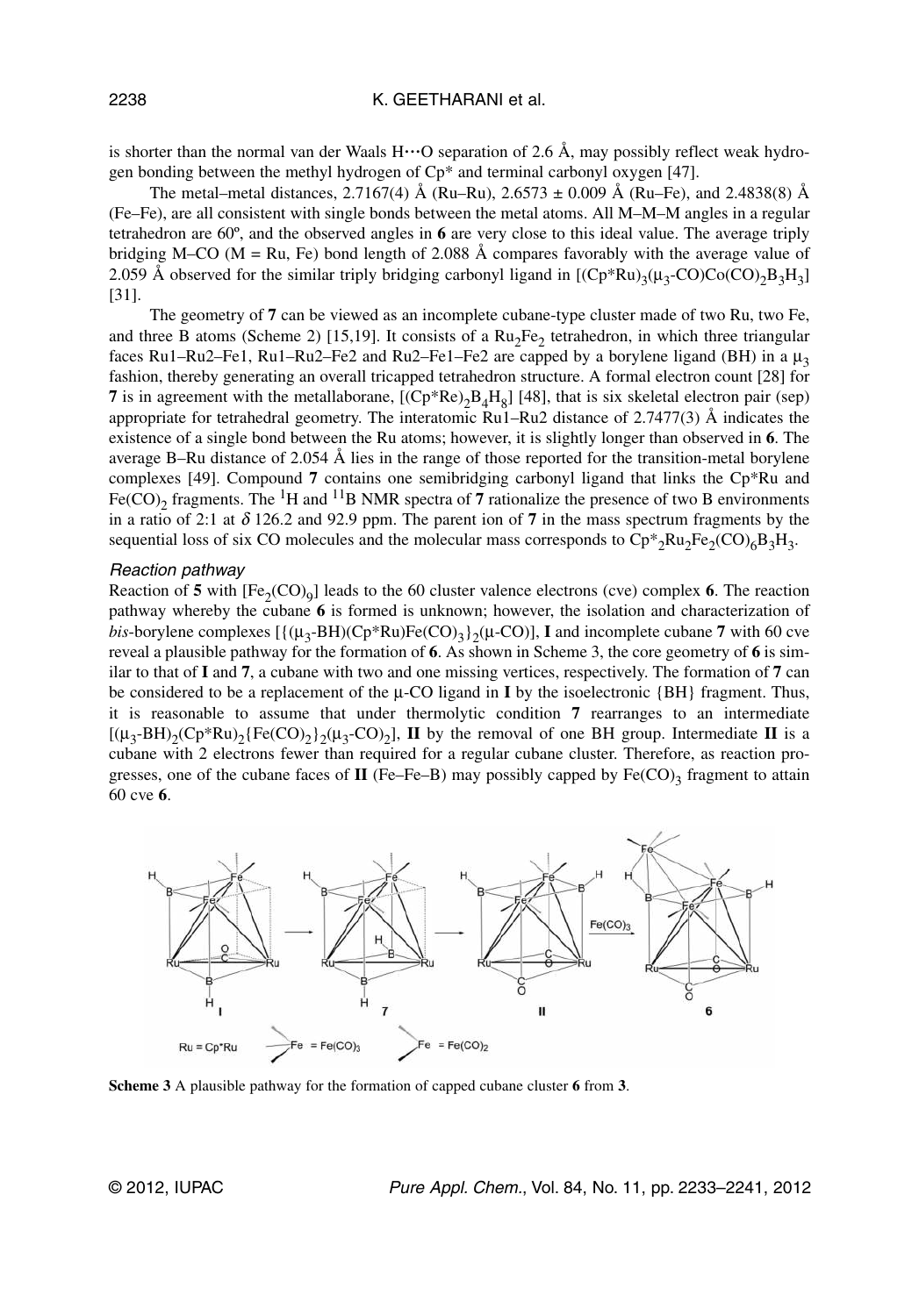is shorter than the normal van der Waals H···O separation of 2.6 Å, may possibly reflect weak hydrogen bonding between the methyl hydrogen of Cp* and terminal carbonyl oxygen [47].

The metal–metal distances, 2.7167(4) Å (Ru–Ru), 2.6573 ± 0.009 Å (Ru–Fe), and 2.4838(8) Å (Fe–Fe), are all consistent with single bonds between the metal atoms. All M–M–M angles in a regular tetrahedron are 60º, and the observed angles in **6** are very close to this ideal value. The average triply bridging M–CO (M = Ru, Fe) bond length of 2.088 Å compares favorably with the average value of 2.059 Å observed for the similar triply bridging carbonyl ligand in $[(Cp^*Ru)_3(\mu_3\text{-}CO)Co(CO)_2B_3H_3]$ [31].

The geometry of **7** can be viewed as an incomplete cubane-type cluster made of two Ru, two Fe, and three B atoms (Scheme 2) [15,19]. It consists of a $Ru_2Fe_2$ tetrahedron, in which three triangular faces Ru1–Ru2–Fe1, Ru1–Ru2–Fe2 and Ru2–Fe1–Fe2 are capped by a borylene ligand (BH) in a $\mu_3$ fashion, thereby generating an overall tricapped tetrahedron structure. A formal electron count [28] for **7** is in agreement with the metallaborane, $[(Cp^*Re)_2B_4H_8]$ [48], that is six skeletal electron pair (sep) appropriate for tetrahedral geometry. The interatomic Ru1–Ru2 distance of 2.7477(3) Å indicates the existence of a single bond between the Ru atoms; however, it is slightly longer than observed in **6**. The average B–Ru distance of 2.054 Å lies in the range of those reported for the transition-metal borylene complexes [49]. Compound **7** contains one semibridging carbonyl ligand that links the Cp*Ru and $Fe(CO)_2$ fragments. The $^1H$ and $^{11}B$ NMR spectra of **7** rationalize the presence of two B environments in a ratio of 2:1 at $\delta$ 126.2 and 92.9 ppm. The parent ion of **7** in the mass spectrum fragments by the sequential loss of six CO molecules and the molecular mass corresponds to $Cp^*_2Ru_2Fe_2(CO)_6B_3H_3$.

### *Reaction pathway*

Reaction of **5** with $[Fe_2(CO)_9]$ leads to the 60 cluster valence electrons (cve) complex **6**. The reaction pathway whereby the cubane **6** is formed is unknown; however, the isolation and characterization of *bis*-borylene complexes $[\{(\mu_3\text{-}BH)(Cp^*Ru)Fe(CO)_3\}_2(\mu\text{-}CO)]$, **I** and incomplete cubane **7** with 60 cve reveal a plausible pathway for the formation of **6**. As shown in Scheme 3, the core geometry of **6** is similar to that of **I** and **7**, a cubane with two and one missing vertices, respectively. The formation of **7** can be considered to be a replacement of the μ-CO ligand in **I** by the isoelectronic {BH} fragment. Thus, it is reasonable to assume that under thermolytic condition **7** rearranges to an intermediate $[(\mu_3\text{-}BH)_2(Cp^*Ru)_2\{Fe(CO)_2\}_2(\mu_3\text{-}CO)_2]$, **II** by the removal of one BH group. Intermediate **II** is a cubane with 2 electrons fewer than required for a regular cubane cluster. Therefore, as reaction progresses, one of the cubane faces of **II** (Fe–Fe–B) may possibly capped by $Fe(CO)_3$ fragment to attain 60 cve **6**.

**Scheme 3** A plausible pathway for the formation of capped cubane cluster **6** from **3**.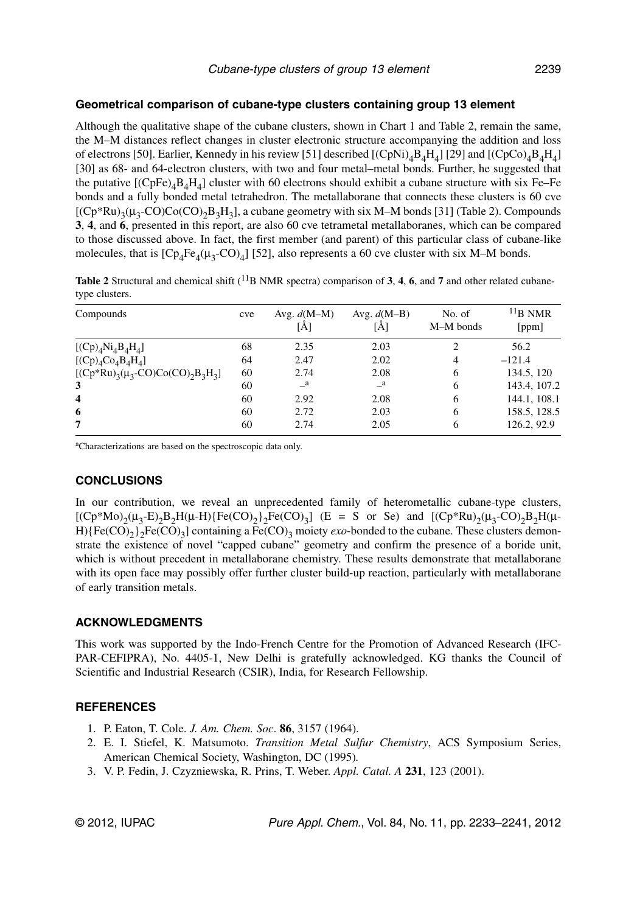### Geometrical comparison of cubane-type clusters containing group 13 element

Although the qualitative shape of the cubane clusters, shown in Chart 1 and Table 2, remain the same, the M–M distances reflect changes in cluster electronic structure accompanying the addition and loss of electrons [50]. Earlier, Kennedy in his review [51] described $[(CpNi)_4B_4H_4]$ [29] and $[(CpCo)_4B_4H_4]$ [30] as 68- and 64-electron clusters, with two and four metal–metal bonds. Further, he suggested that the putative $[(CpFe)_4B_4H_4]$ cluster with 60 electrons should exhibit a cubane structure with six Fe–Fe bonds and a fully bonded metal tetrahedron. The metallaborane that connects these clusters is 60 cve $[(Cp^*Ru)_3(\mu_3\text{-}CO)Co(CO)_2B_3H_3]$, a cubane geometry with six M–M bonds [31] (Table 2). Compounds **3**, **4**, and **6**, presented in this report, are also 60 cve tetrametal metallaboranes, which can be compared to those discussed above. In fact, the first member (and parent) of this particular class of cubane-like molecules, that is $[Cp_4Fe_4(\mu_3\text{-}CO)_4]$ [52], also represents a 60 cve cluster with six M–M bonds.

**Table 2** Structural and chemical shift ($^{11}$B NMR spectra) comparison of **3**, **4**, **6**, and **7** and other related cubane-type clusters.

| Compounds | cve | Avg. $d$(M–M) [Å] | Avg. $d$(M–B) [Å] | No. of M–M bonds | $^{11}$B NMR [ppm] |
|---|---|---|---|---|---|
| $[(Cp)_4Ni_4B_4H_4]$ | 68 | 2.35 | 2.03 | 2 | 56.2 |
| $[(Cp)_4Co_4B_4H_4]$ | 64 | 2.47 | 2.02 | 4 | –121.4 |
| $[(Cp^*Ru)_3(\mu_3\text{-}CO)Co(CO)_2B_3H_3]$ | 60 | 2.74 | 2.08 | 6 | 134.5, 120 |
| **3** | 60 | –[a] | –[a] | 6 | 143.4, 107.2 |
| **4** | 60 | 2.92 | 2.08 | 6 | 144.1, 108.1 |
| **6** | 60 | 2.72 | 2.03 | 6 | 158.5, 128.5 |
| **7** | 60 | 2.74 | 2.05 | 6 | 126.2, 92.9 |

[a]Characterizations are based on the spectroscopic data only.

### CONCLUSIONS

In our contribution, we reveal an unprecedented family of heterometallic cubane-type clusters, $[(Cp^*Mo)_2(\mu_3\text{-}E)_2B_2H(\mu\text{-}H)\{Fe(CO)_2\}_2Fe(CO)_3]$ (E = S or Se) and $[(Cp^*Ru)_2(\mu_3\text{-}CO)_2B_2H(\mu\text{-}H)\{Fe(CO)_2\}_2Fe(CO)_3]$ containing a $Fe(CO)_3$ moiety *exo*-bonded to the cubane. These clusters demonstrate the existence of novel "capped cubane" geometry and confirm the presence of a boride unit, which is without precedent in metallaborane chemistry. These results demonstrate that metallaborane with its open face may possibly offer further cluster build-up reaction, particularly with metallaborane of early transition metals.

### ACKNOWLEDGMENTS

This work was supported by the Indo-French Centre for the Promotion of Advanced Research (IFC-PAR-CEFIPRA), No. 4405-1, New Delhi is gratefully acknowledged. KG thanks the Council of Scientific and Industrial Research (CSIR), India, for Research Fellowship.

### REFERENCES

1. P. Eaton, T. Cole. *J. Am. Chem. Soc*. **86**, 3157 (1964).
2. E. I. Stiefel, K. Matsumoto. *Transition Metal Sulfur Chemistry*, ACS Symposium Series, American Chemical Society, Washington, DC (1995).
3. V. P. Fedin, J. Czyzniewska, R. Prins, T. Weber. *Appl. Catal. A* **231**, 123 (2001).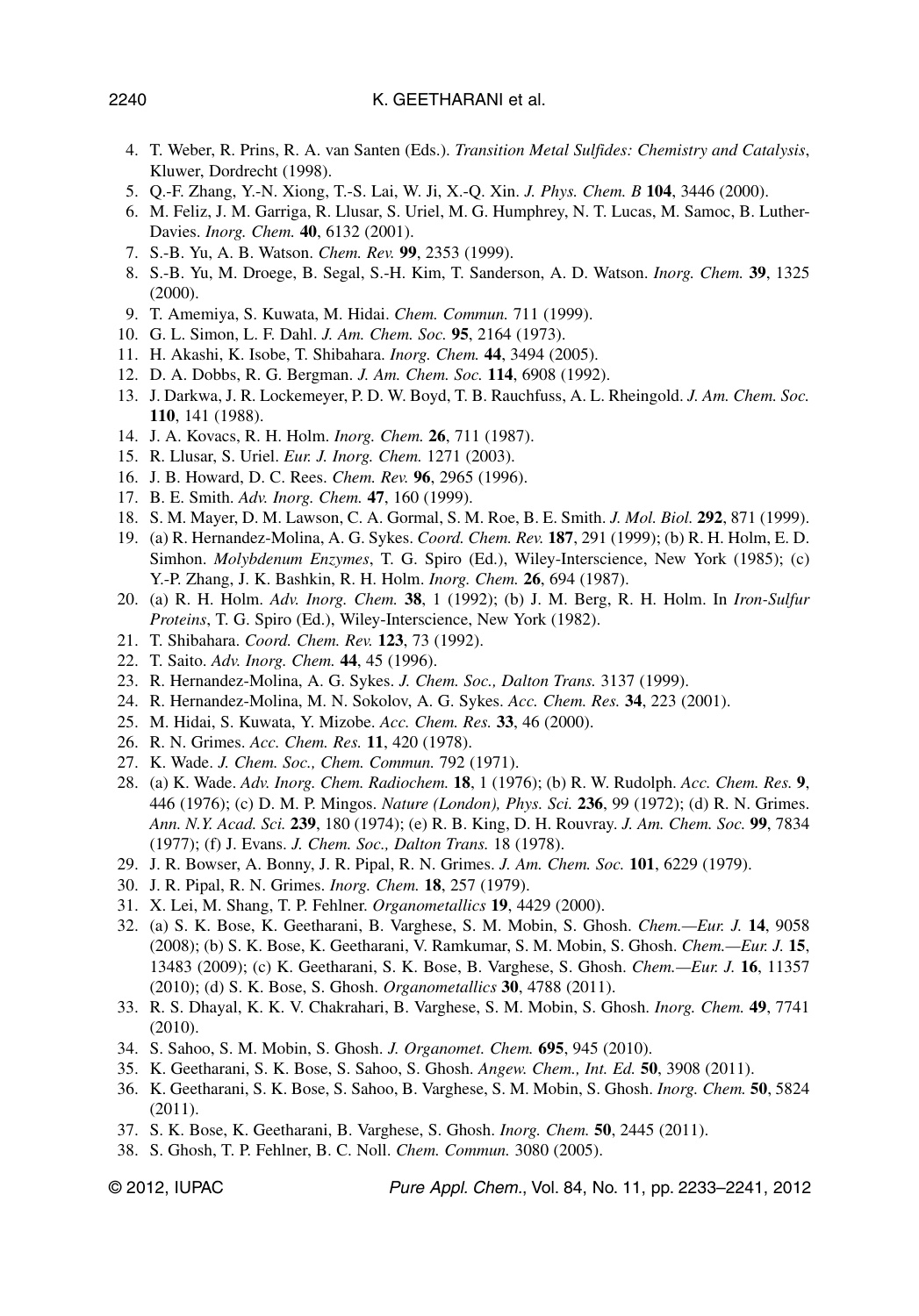4. T. Weber, R. Prins, R. A. van Santen (Eds.). *Transition Metal Sulfides: Chemistry and Catalysis*, Kluwer, Dordrecht (1998).
5. Q.-F. Zhang, Y.-N. Xiong, T.-S. Lai, W. Ji, X.-Q. Xin. *J. Phys. Chem. B* **104**, 3446 (2000).
6. M. Feliz, J. M. Garriga, R. Llusar, S. Uriel, M. G. Humphrey, N. T. Lucas, M. Samoc, B. Luther-Davies. *Inorg. Chem.* **40**, 6132 (2001).
7. S.-B. Yu, A. B. Watson. *Chem. Rev.* **99**, 2353 (1999).
8. S.-B. Yu, M. Droege, B. Segal, S.-H. Kim, T. Sanderson, A. D. Watson. *Inorg. Chem.* **39**, 1325 (2000).
9. T. Amemiya, S. Kuwata, M. Hidai. *Chem. Commun.* 711 (1999).
10. G. L. Simon, L. F. Dahl. *J. Am. Chem. Soc.* **95**, 2164 (1973).
11. H. Akashi, K. Isobe, T. Shibahara. *Inorg. Chem.* **44**, 3494 (2005).
12. D. A. Dobbs, R. G. Bergman. *J. Am. Chem. Soc.* **114**, 6908 (1992).
13. J. Darkwa, J. R. Lockemeyer, P. D. W. Boyd, T. B. Rauchfuss, A. L. Rheingold. *J. Am. Chem. Soc.* **110**, 141 (1988).
14. J. A. Kovacs, R. H. Holm. *Inorg. Chem.* **26**, 711 (1987).
15. R. Llusar, S. Uriel. *Eur. J. Inorg. Chem.* 1271 (2003).
16. J. B. Howard, D. C. Rees. *Chem. Rev.* **96**, 2965 (1996).
17. B. E. Smith. *Adv. Inorg. Chem.* **47**, 160 (1999).
18. S. M. Mayer, D. M. Lawson, C. A. Gormal, S. M. Roe, B. E. Smith. *J. Mol. Biol.* **292**, 871 (1999).
19. (a) R. Hernandez-Molina, A. G. Sykes. *Coord. Chem. Rev.* **187**, 291 (1999); (b) R. H. Holm, E. D. Simhon. *Molybdenum Enzymes*, T. G. Spiro (Ed.), Wiley-Interscience, New York (1985); (c) Y.-P. Zhang, J. K. Bashkin, R. H. Holm. *Inorg. Chem.* **26**, 694 (1987).
20. (a) R. H. Holm. *Adv. Inorg. Chem.* **38**, 1 (1992); (b) J. M. Berg, R. H. Holm. In *Iron-Sulfur Proteins*, T. G. Spiro (Ed.), Wiley-Interscience, New York (1982).
21. T. Shibahara. *Coord. Chem. Rev.* **123**, 73 (1992).
22. T. Saito. *Adv. Inorg. Chem.* **44**, 45 (1996).
23. R. Hernandez-Molina, A. G. Sykes. *J. Chem. Soc., Dalton Trans.* 3137 (1999).
24. R. Hernandez-Molina, M. N. Sokolov, A. G. Sykes. *Acc. Chem. Res.* **34**, 223 (2001).
25. M. Hidai, S. Kuwata, Y. Mizobe. *Acc. Chem. Res.* **33**, 46 (2000).
26. R. N. Grimes. *Acc. Chem. Res.* **11**, 420 (1978).
27. K. Wade. *J. Chem. Soc., Chem. Commun.* 792 (1971).
28. (a) K. Wade. *Adv. Inorg. Chem. Radiochem.* **18**, 1 (1976); (b) R. W. Rudolph. *Acc. Chem. Res.* **9**, 446 (1976); (c) D. M. P. Mingos. *Nature (London), Phys. Sci.* **236**, 99 (1972); (d) R. N. Grimes. *Ann. N.Y. Acad. Sci.* **239**, 180 (1974); (e) R. B. King, D. H. Rouvray. *J. Am. Chem. Soc.* **99**, 7834 (1977); (f) J. Evans. *J. Chem. Soc., Dalton Trans.* 18 (1978).
29. J. R. Bowser, A. Bonny, J. R. Pipal, R. N. Grimes. *J. Am. Chem. Soc.* **101**, 6229 (1979).
30. J. R. Pipal, R. N. Grimes. *Inorg. Chem.* **18**, 257 (1979).
31. X. Lei, M. Shang, T. P. Fehlner. *Organometallics* **19**, 4429 (2000).
32. (a) S. K. Bose, K. Geetharani, B. Varghese, S. M. Mobin, S. Ghosh. *Chem.—Eur. J.* **14**, 9058 (2008); (b) S. K. Bose, K. Geetharani, V. Ramkumar, S. M. Mobin, S. Ghosh. *Chem.—Eur. J.* **15**, 13483 (2009); (c) K. Geetharani, S. K. Bose, B. Varghese, S. Ghosh. *Chem.—Eur. J.* **16**, 11357 (2010); (d) S. K. Bose, S. Ghosh. *Organometallics* **30**, 4788 (2011).
33. R. S. Dhayal, K. K. V. Chakrahari, B. Varghese, S. M. Mobin, S. Ghosh. *Inorg. Chem.* **49**, 7741 (2010).
34. S. Sahoo, S. M. Mobin, S. Ghosh. *J. Organomet. Chem.* **695**, 945 (2010).
35. K. Geetharani, S. K. Bose, S. Sahoo, S. Ghosh. *Angew. Chem., Int. Ed.* **50**, 3908 (2011).
36. K. Geetharani, S. K. Bose, S. Sahoo, B. Varghese, S. M. Mobin, S. Ghosh. *Inorg. Chem.* **50**, 5824 (2011).
37. S. K. Bose, K. Geetharani, B. Varghese, S. Ghosh. *Inorg. Chem.* **50**, 2445 (2011).
38. S. Ghosh, T. P. Fehlner, B. C. Noll. *Chem. Commun.* 3080 (2005).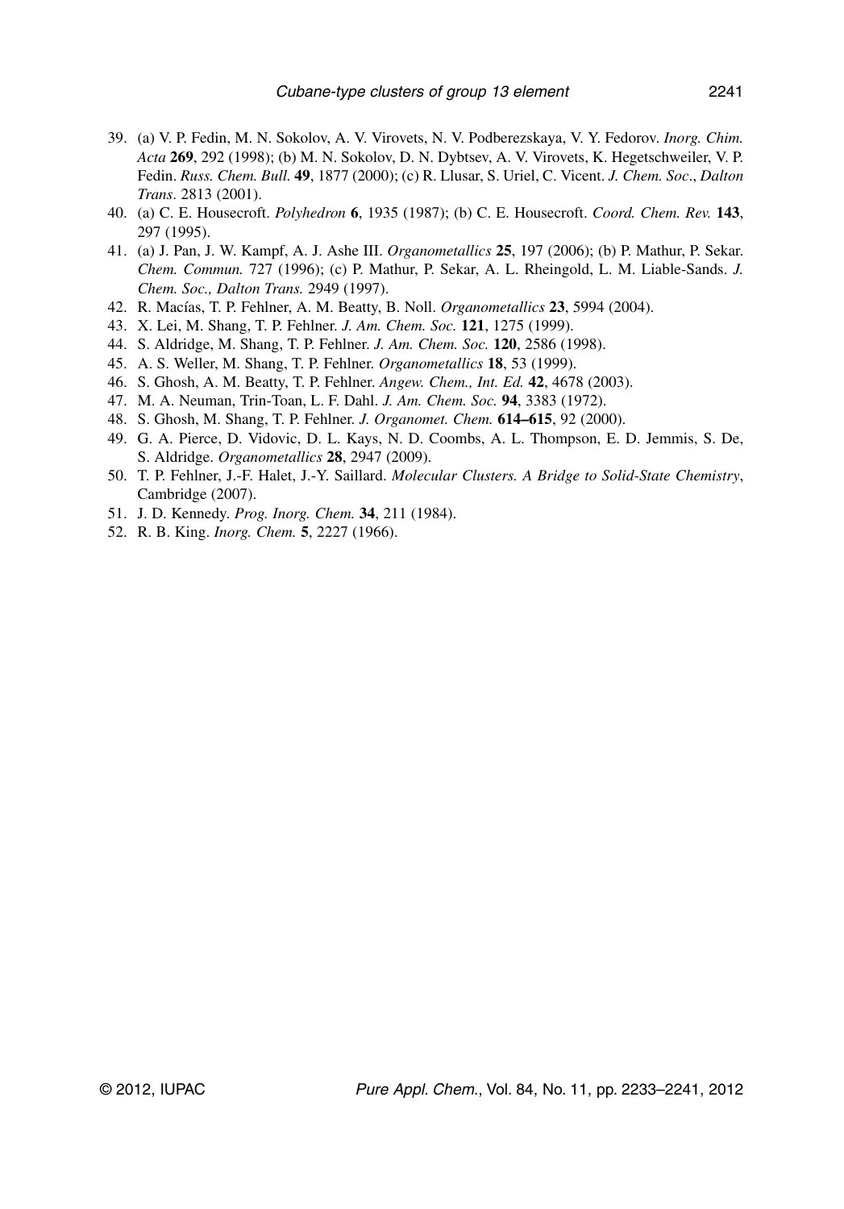39. (a) V. P. Fedin, M. N. Sokolov, A. V. Virovets, N. V. Podberezskaya, V. Y. Fedorov. *Inorg. Chim. Acta* **269**, 292 (1998); (b) M. N. Sokolov, D. N. Dybtsev, A. V. Virovets, K. Hegetschweiler, V. P. Fedin. *Russ. Chem. Bull.* **49**, 1877 (2000); (c) R. Llusar, S. Uriel, C. Vicent. *J. Chem. Soc*., *Dalton Trans*. 2813 (2001).
40. (a) C. E. Housecroft. *Polyhedron* **6**, 1935 (1987); (b) C. E. Housecroft. *Coord. Chem. Rev.* **143**, 297 (1995).
41. (a) J. Pan, J. W. Kampf, A. J. Ashe III. *Organometallics* **25**, 197 (2006); (b) P. Mathur, P. Sekar. *Chem. Commun.* 727 (1996); (c) P. Mathur, P. Sekar, A. L. Rheingold, L. M. Liable-Sands. *J. Chem. Soc., Dalton Trans.* 2949 (1997).
42. R. Macías, T. P. Fehlner, A. M. Beatty, B. Noll. *Organometallics* **23**, 5994 (2004).
43. X. Lei, M. Shang, T. P. Fehlner. *J. Am. Chem. Soc.* **121**, 1275 (1999).
44. S. Aldridge, M. Shang, T. P. Fehlner. *J. Am. Chem. Soc.* **120**, 2586 (1998).
45. A. S. Weller, M. Shang, T. P. Fehlner. *Organometallics* **18**, 53 (1999).
46. S. Ghosh, A. M. Beatty, T. P. Fehlner. *Angew. Chem., Int. Ed.* **42**, 4678 (2003).
47. M. A. Neuman, Trin-Toan, L. F. Dahl. *J. Am. Chem. Soc.* **94**, 3383 (1972).
48. S. Ghosh, M. Shang, T. P. Fehlner. *J. Organomet. Chem.* **614–615**, 92 (2000).
49. G. A. Pierce, D. Vidovic, D. L. Kays, N. D. Coombs, A. L. Thompson, E. D. Jemmis, S. De, S. Aldridge. *Organometallics* **28**, 2947 (2009).
50. T. P. Fehlner, J.-F. Halet, J.-Y. Saillard. *Molecular Clusters. A Bridge to Solid-State Chemistry*, Cambridge (2007).
51. J. D. Kennedy. *Prog. Inorg. Chem.* **34**, 211 (1984).
52. R. B. King. *Inorg. Chem.* **5**, 2227 (1966).